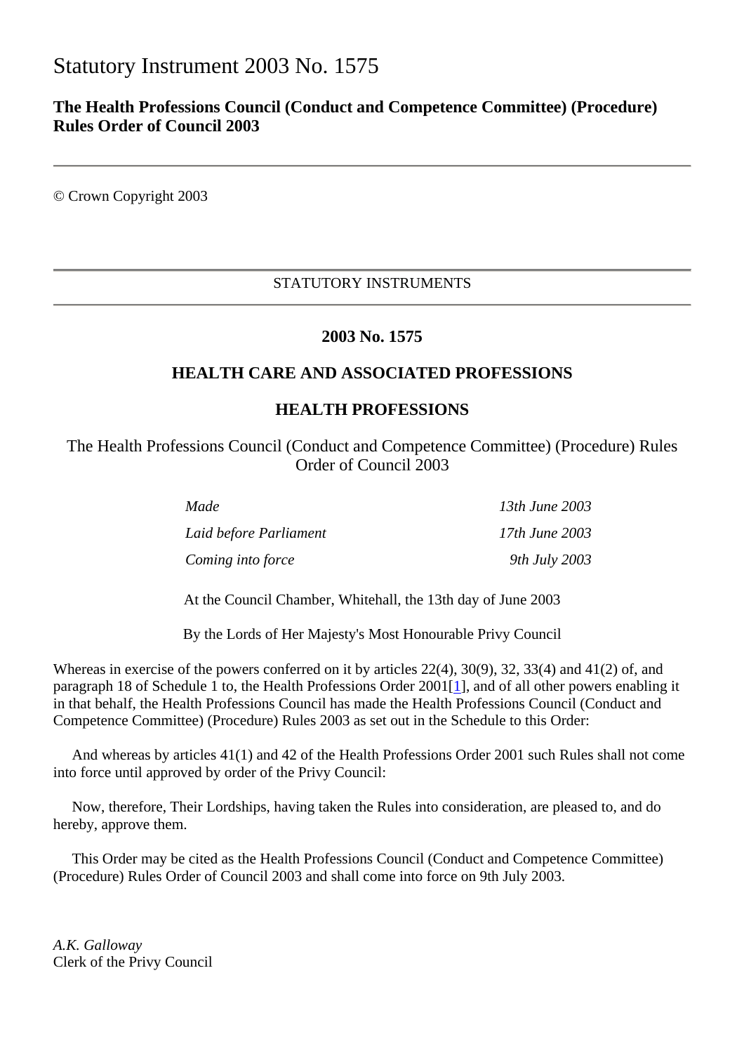# Statutory Instrument 2003 No. 1575

## The Health Professions Council (Conduct and Competence Committee) (Procedure) Rules Order of Council 2003

© Crown Copyright 2003

---

STATUTORY INSTRUMENTS

---

**2003 No. 1575**

**HEALTH CARE AND ASSOCIATED PROFESSIONS**

**HEALTH PROFESSIONS**

The Health Professions Council (Conduct and Competence Committee) (Procedure) Rules Order of Council 2003

| | |
|---|---|
| *Made* | *13th June 2003* |
| *Laid before Parliament* | *17th June 2003* |
| *Coming into force* | *9th July 2003* |

At the Council Chamber, Whitehall, the 13th day of June 2003

By the Lords of Her Majesty's Most Honourable Privy Council

Whereas in exercise of the powers conferred on it by articles 22(4), 30(9), 32, 33(4) and 41(2) of, and paragraph 18 of Schedule 1 to, the Health Professions Order 2001[1], and of all other powers enabling it in that behalf, the Health Professions Council has made the Health Professions Council (Conduct and Competence Committee) (Procedure) Rules 2003 as set out in the Schedule to this Order:

And whereas by articles 41(1) and 42 of the Health Professions Order 2001 such Rules shall not come into force until approved by order of the Privy Council:

Now, therefore, Their Lordships, having taken the Rules into consideration, are pleased to, and do hereby, approve them.

This Order may be cited as the Health Professions Council (Conduct and Competence Committee) (Procedure) Rules Order of Council 2003 and shall come into force on 9th July 2003.

*A.K. Galloway*
Clerk of the Privy Council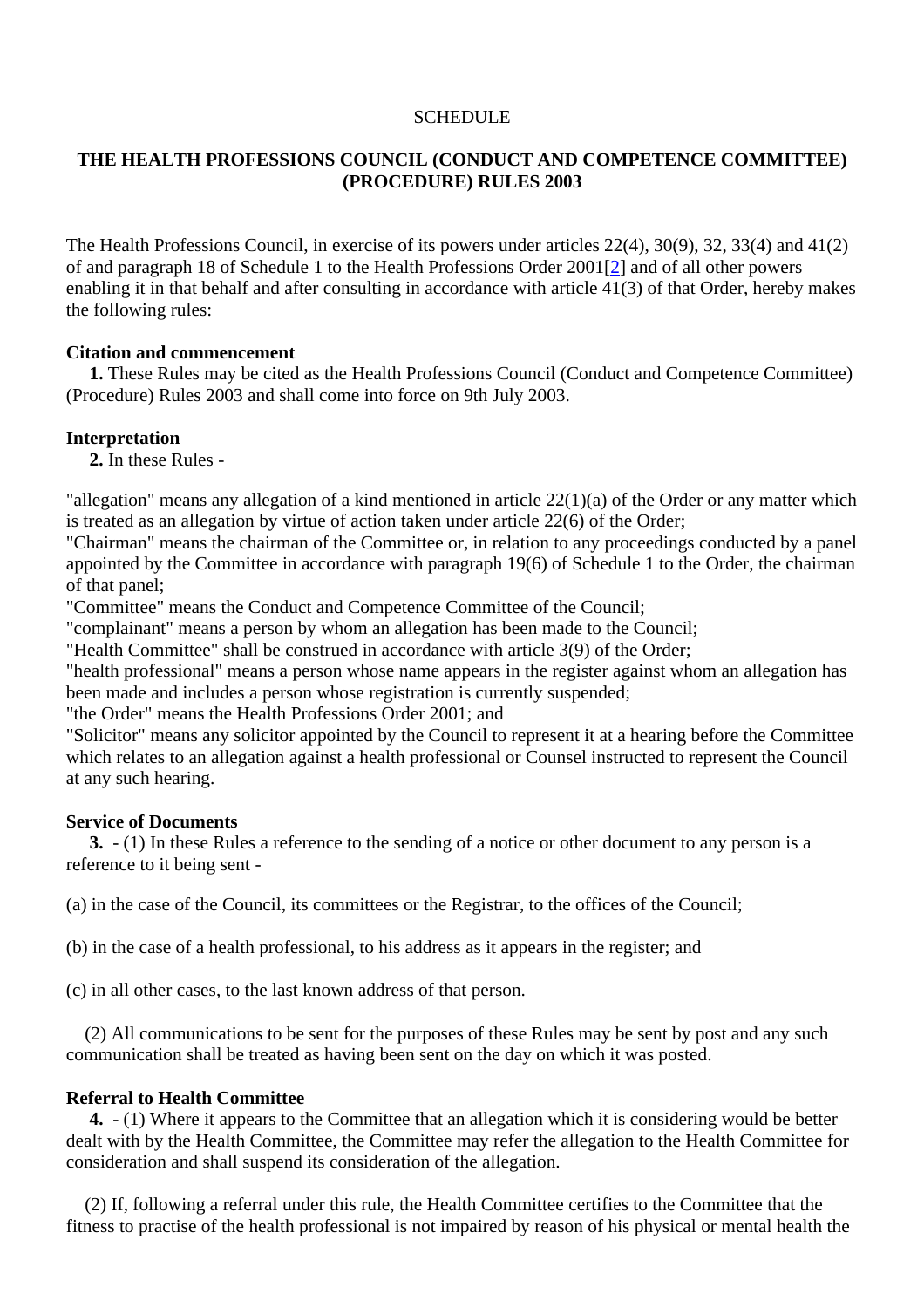SCHEDULE

## THE HEALTH PROFESSIONS COUNCIL (CONDUCT AND COMPETENCE COMMITTEE) (PROCEDURE) RULES 2003

The Health Professions Council, in exercise of its powers under articles 22(4), 30(9), 32, 33(4) and 41(2) of and paragraph 18 of Schedule 1 to the Health Professions Order 2001[2] and of all other powers enabling it in that behalf and after consulting in accordance with article 41(3) of that Order, hereby makes the following rules:

**Citation and commencement**

**1.** These Rules may be cited as the Health Professions Council (Conduct and Competence Committee) (Procedure) Rules 2003 and shall come into force on 9th July 2003.

**Interpretation**

**2.** In these Rules -

"allegation" means any allegation of a kind mentioned in article 22(1)(a) of the Order or any matter which is treated as an allegation by virtue of action taken under article 22(6) of the Order;
"Chairman" means the chairman of the Committee or, in relation to any proceedings conducted by a panel appointed by the Committee in accordance with paragraph 19(6) of Schedule 1 to the Order, the chairman of that panel;
"Committee" means the Conduct and Competence Committee of the Council;
"complainant" means a person by whom an allegation has been made to the Council;
"Health Committee" shall be construed in accordance with article 3(9) of the Order;
"health professional" means a person whose name appears in the register against whom an allegation has been made and includes a person whose registration is currently suspended;
"the Order" means the Health Professions Order 2001; and
"Solicitor" means any solicitor appointed by the Council to represent it at a hearing before the Committee which relates to an allegation against a health professional or Counsel instructed to represent the Council at any such hearing.

**Service of Documents**

**3.** - (1) In these Rules a reference to the sending of a notice or other document to any person is a reference to it being sent -

(a) in the case of the Council, its committees or the Registrar, to the offices of the Council;

(b) in the case of a health professional, to his address as it appears in the register; and

(c) in all other cases, to the last known address of that person.

(2) All communications to be sent for the purposes of these Rules may be sent by post and any such communication shall be treated as having been sent on the day on which it was posted.

**Referral to Health Committee**

**4.** - (1) Where it appears to the Committee that an allegation which it is considering would be better dealt with by the Health Committee, the Committee may refer the allegation to the Health Committee for consideration and shall suspend its consideration of the allegation.

(2) If, following a referral under this rule, the Health Committee certifies to the Committee that the fitness to practise of the health professional is not impaired by reason of his physical or mental health the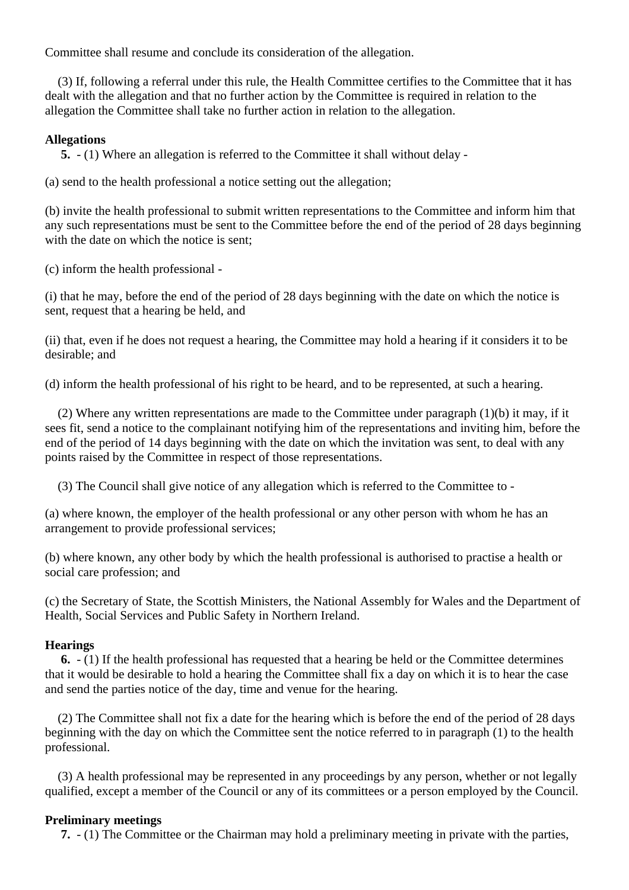Committee shall resume and conclude its consideration of the allegation.

(3) If, following a referral under this rule, the Health Committee certifies to the Committee that it has dealt with the allegation and that no further action by the Committee is required in relation to the allegation the Committee shall take no further action in relation to the allegation.

**Allegations**

**5.** - (1) Where an allegation is referred to the Committee it shall without delay -

(a) send to the health professional a notice setting out the allegation;

(b) invite the health professional to submit written representations to the Committee and inform him that any such representations must be sent to the Committee before the end of the period of 28 days beginning with the date on which the notice is sent;

(c) inform the health professional -

(i) that he may, before the end of the period of 28 days beginning with the date on which the notice is sent, request that a hearing be held, and

(ii) that, even if he does not request a hearing, the Committee may hold a hearing if it considers it to be desirable; and

(d) inform the health professional of his right to be heard, and to be represented, at such a hearing.

(2) Where any written representations are made to the Committee under paragraph (1)(b) it may, if it sees fit, send a notice to the complainant notifying him of the representations and inviting him, before the end of the period of 14 days beginning with the date on which the invitation was sent, to deal with any points raised by the Committee in respect of those representations.

(3) The Council shall give notice of any allegation which is referred to the Committee to -

(a) where known, the employer of the health professional or any other person with whom he has an arrangement to provide professional services;

(b) where known, any other body by which the health professional is authorised to practise a health or social care profession; and

(c) the Secretary of State, the Scottish Ministers, the National Assembly for Wales and the Department of Health, Social Services and Public Safety in Northern Ireland.

**Hearings**

**6.** - (1) If the health professional has requested that a hearing be held or the Committee determines that it would be desirable to hold a hearing the Committee shall fix a day on which it is to hear the case and send the parties notice of the day, time and venue for the hearing.

(2) The Committee shall not fix a date for the hearing which is before the end of the period of 28 days beginning with the day on which the Committee sent the notice referred to in paragraph (1) to the health professional.

(3) A health professional may be represented in any proceedings by any person, whether or not legally qualified, except a member of the Council or any of its committees or a person employed by the Council.

**Preliminary meetings**

**7.** - (1) The Committee or the Chairman may hold a preliminary meeting in private with the parties,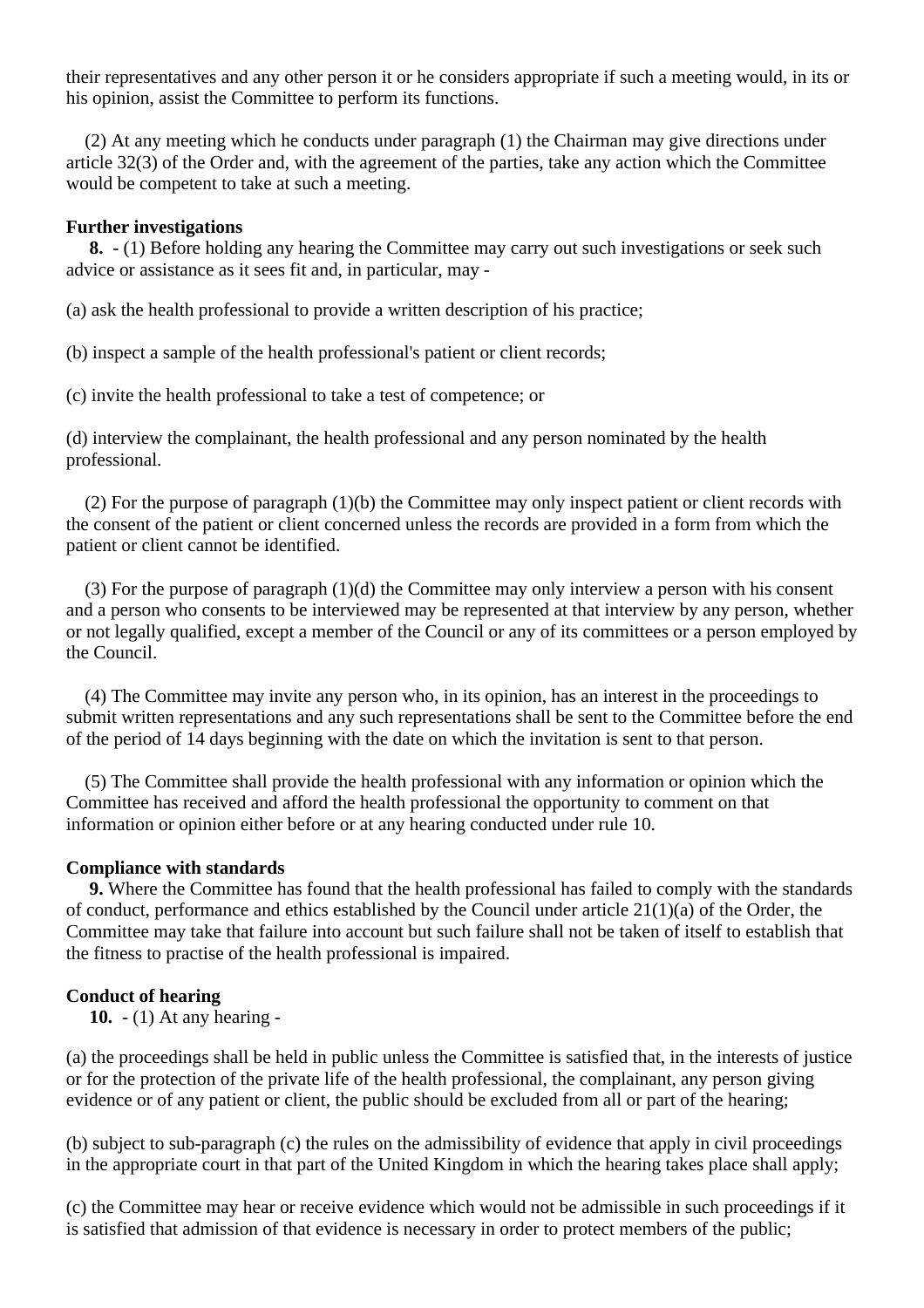their representatives and any other person it or he considers appropriate if such a meeting would, in its or his opinion, assist the Committee to perform its functions.

(2) At any meeting which he conducts under paragraph (1) the Chairman may give directions under article 32(3) of the Order and, with the agreement of the parties, take any action which the Committee would be competent to take at such a meeting.

**Further investigations**

**8.** - (1) Before holding any hearing the Committee may carry out such investigations or seek such advice or assistance as it sees fit and, in particular, may -

(a) ask the health professional to provide a written description of his practice;

(b) inspect a sample of the health professional's patient or client records;

(c) invite the health professional to take a test of competence; or

(d) interview the complainant, the health professional and any person nominated by the health professional.

(2) For the purpose of paragraph (1)(b) the Committee may only inspect patient or client records with the consent of the patient or client concerned unless the records are provided in a form from which the patient or client cannot be identified.

(3) For the purpose of paragraph (1)(d) the Committee may only interview a person with his consent and a person who consents to be interviewed may be represented at that interview by any person, whether or not legally qualified, except a member of the Council or any of its committees or a person employed by the Council.

(4) The Committee may invite any person who, in its opinion, has an interest in the proceedings to submit written representations and any such representations shall be sent to the Committee before the end of the period of 14 days beginning with the date on which the invitation is sent to that person.

(5) The Committee shall provide the health professional with any information or opinion which the Committee has received and afford the health professional the opportunity to comment on that information or opinion either before or at any hearing conducted under rule 10.

**Compliance with standards**

**9.** Where the Committee has found that the health professional has failed to comply with the standards of conduct, performance and ethics established by the Council under article 21(1)(a) of the Order, the Committee may take that failure into account but such failure shall not be taken of itself to establish that the fitness to practise of the health professional is impaired.

**Conduct of hearing**

**10.** - (1) At any hearing -

(a) the proceedings shall be held in public unless the Committee is satisfied that, in the interests of justice or for the protection of the private life of the health professional, the complainant, any person giving evidence or of any patient or client, the public should be excluded from all or part of the hearing;

(b) subject to sub-paragraph (c) the rules on the admissibility of evidence that apply in civil proceedings in the appropriate court in that part of the United Kingdom in which the hearing takes place shall apply;

(c) the Committee may hear or receive evidence which would not be admissible in such proceedings if it is satisfied that admission of that evidence is necessary in order to protect members of the public;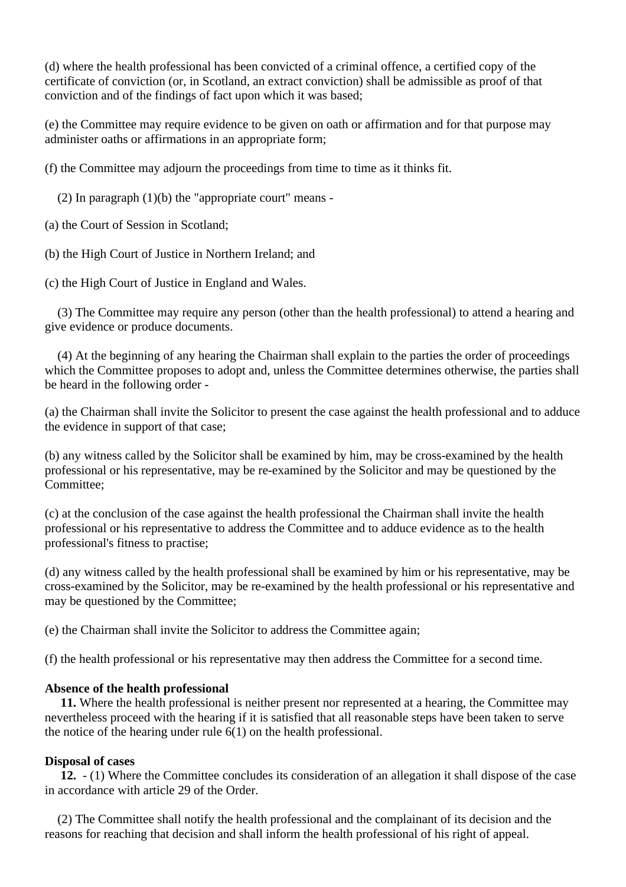(d) where the health professional has been convicted of a criminal offence, a certified copy of the certificate of conviction (or, in Scotland, an extract conviction) shall be admissible as proof of that conviction and of the findings of fact upon which it was based;

(e) the Committee may require evidence to be given on oath or affirmation and for that purpose may administer oaths or affirmations in an appropriate form;

(f) the Committee may adjourn the proceedings from time to time as it thinks fit.

(2) In paragraph (1)(b) the "appropriate court" means -

(a) the Court of Session in Scotland;

(b) the High Court of Justice in Northern Ireland; and

(c) the High Court of Justice in England and Wales.

(3) The Committee may require any person (other than the health professional) to attend a hearing and give evidence or produce documents.

(4) At the beginning of any hearing the Chairman shall explain to the parties the order of proceedings which the Committee proposes to adopt and, unless the Committee determines otherwise, the parties shall be heard in the following order -

(a) the Chairman shall invite the Solicitor to present the case against the health professional and to adduce the evidence in support of that case;

(b) any witness called by the Solicitor shall be examined by him, may be cross-examined by the health professional or his representative, may be re-examined by the Solicitor and may be questioned by the Committee;

(c) at the conclusion of the case against the health professional the Chairman shall invite the health professional or his representative to address the Committee and to adduce evidence as to the health professional's fitness to practise;

(d) any witness called by the health professional shall be examined by him or his representative, may be cross-examined by the Solicitor, may be re-examined by the health professional or his representative and may be questioned by the Committee;

(e) the Chairman shall invite the Solicitor to address the Committee again;

(f) the health professional or his representative may then address the Committee for a second time.

**Absence of the health professional**

**11.** Where the health professional is neither present nor represented at a hearing, the Committee may nevertheless proceed with the hearing if it is satisfied that all reasonable steps have been taken to serve the notice of the hearing under rule 6(1) on the health professional.

**Disposal of cases**

**12.** - (1) Where the Committee concludes its consideration of an allegation it shall dispose of the case in accordance with article 29 of the Order.

(2) The Committee shall notify the health professional and the complainant of its decision and the reasons for reaching that decision and shall inform the health professional of his right of appeal.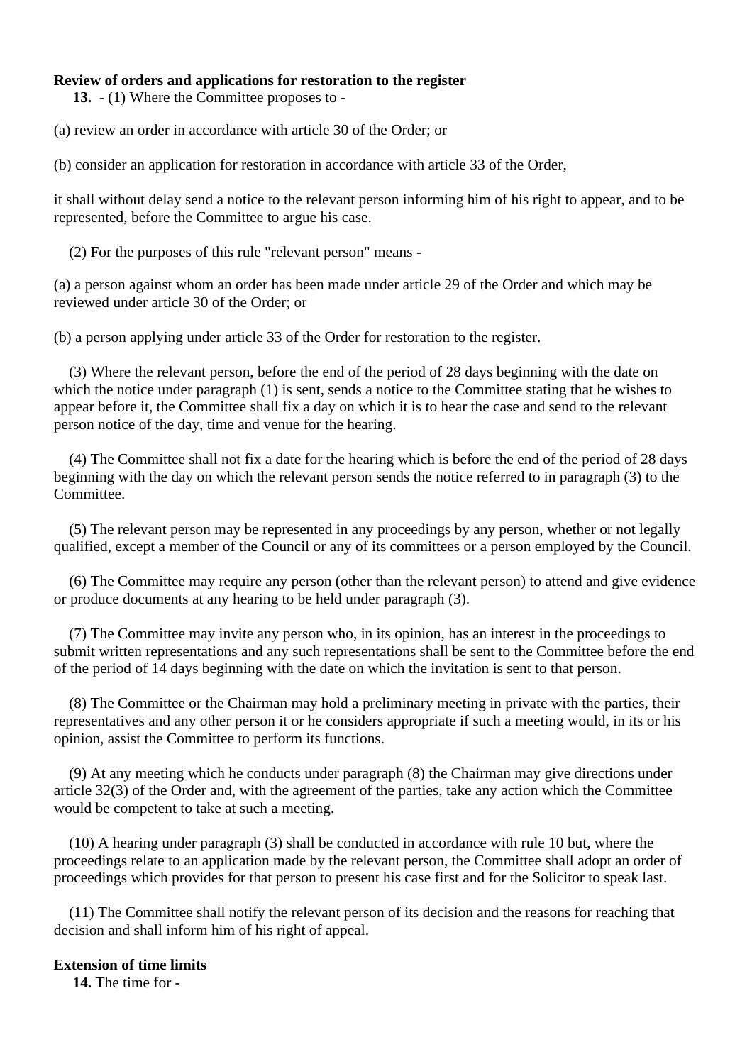**Review of orders and applications for restoration to the register**

**13.** - (1) Where the Committee proposes to -

(a) review an order in accordance with article 30 of the Order; or

(b) consider an application for restoration in accordance with article 33 of the Order,

it shall without delay send a notice to the relevant person informing him of his right to appear, and to be represented, before the Committee to argue his case.

(2) For the purposes of this rule "relevant person" means -

(a) a person against whom an order has been made under article 29 of the Order and which may be reviewed under article 30 of the Order; or

(b) a person applying under article 33 of the Order for restoration to the register.

(3) Where the relevant person, before the end of the period of 28 days beginning with the date on which the notice under paragraph (1) is sent, sends a notice to the Committee stating that he wishes to appear before it, the Committee shall fix a day on which it is to hear the case and send to the relevant person notice of the day, time and venue for the hearing.

(4) The Committee shall not fix a date for the hearing which is before the end of the period of 28 days beginning with the day on which the relevant person sends the notice referred to in paragraph (3) to the Committee.

(5) The relevant person may be represented in any proceedings by any person, whether or not legally qualified, except a member of the Council or any of its committees or a person employed by the Council.

(6) The Committee may require any person (other than the relevant person) to attend and give evidence or produce documents at any hearing to be held under paragraph (3).

(7) The Committee may invite any person who, in its opinion, has an interest in the proceedings to submit written representations and any such representations shall be sent to the Committee before the end of the period of 14 days beginning with the date on which the invitation is sent to that person.

(8) The Committee or the Chairman may hold a preliminary meeting in private with the parties, their representatives and any other person it or he considers appropriate if such a meeting would, in its or his opinion, assist the Committee to perform its functions.

(9) At any meeting which he conducts under paragraph (8) the Chairman may give directions under article 32(3) of the Order and, with the agreement of the parties, take any action which the Committee would be competent to take at such a meeting.

(10) A hearing under paragraph (3) shall be conducted in accordance with rule 10 but, where the proceedings relate to an application made by the relevant person, the Committee shall adopt an order of proceedings which provides for that person to present his case first and for the Solicitor to speak last.

(11) The Committee shall notify the relevant person of its decision and the reasons for reaching that decision and shall inform him of his right of appeal.

**Extension of time limits**

**14.** The time for -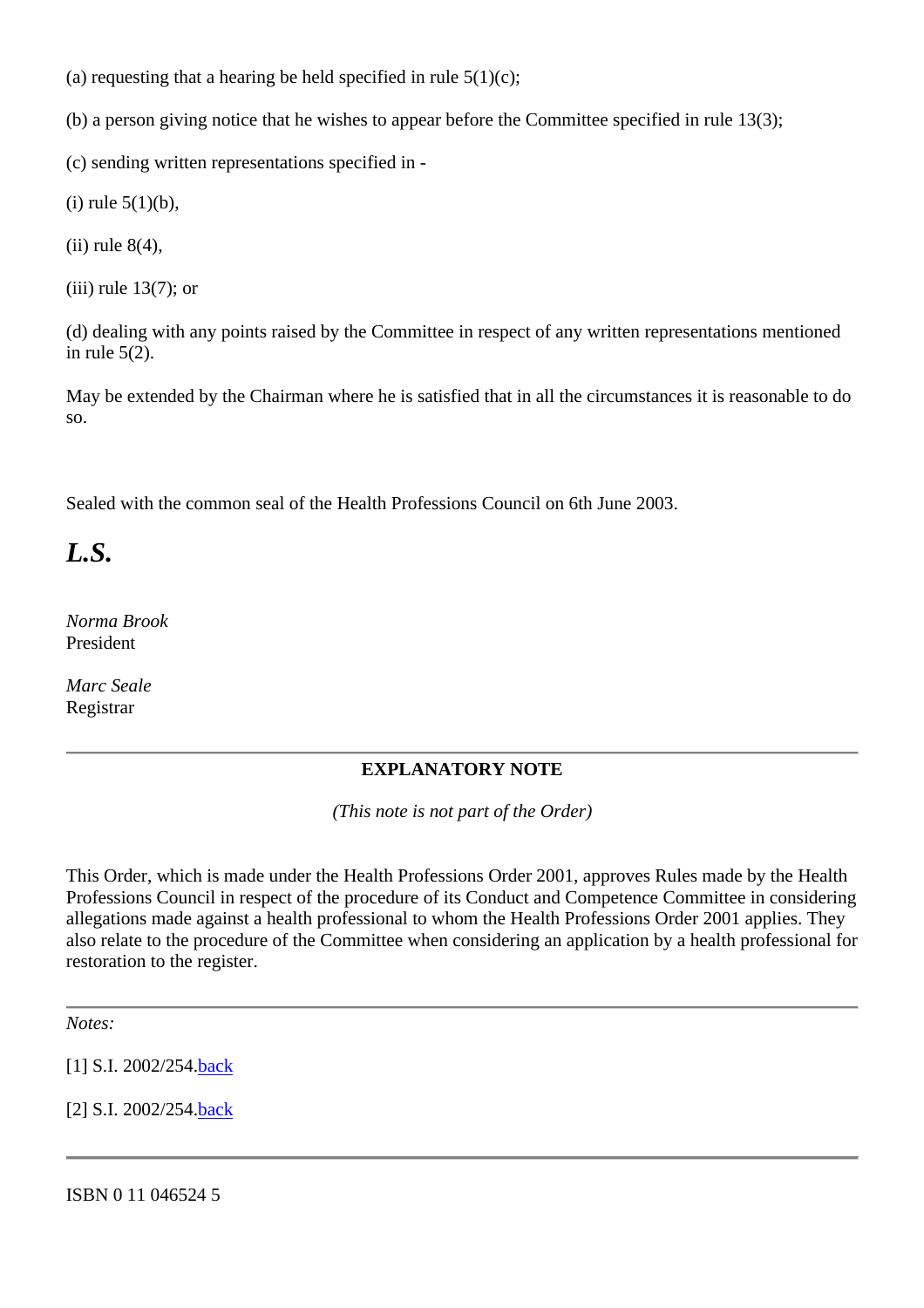(a) requesting that a hearing be held specified in rule 5(1)(c);

(b) a person giving notice that he wishes to appear before the Committee specified in rule 13(3);

(c) sending written representations specified in -

(i) rule 5(1)(b),

(ii) rule 8(4),

(iii) rule 13(7); or

(d) dealing with any points raised by the Committee in respect of any written representations mentioned in rule 5(2).

May be extended by the Chairman where he is satisfied that in all the circumstances it is reasonable to do so.

Sealed with the common seal of the Health Professions Council on 6th June 2003.

***L.S.***

*Norma Brook*
President

*Marc Seale*
Registrar

---

**EXPLANATORY NOTE**

*(This note is not part of the Order)*

This Order, which is made under the Health Professions Order 2001, approves Rules made by the Health Professions Council in respect of the procedure of its Conduct and Competence Committee in considering allegations made against a health professional to whom the Health Professions Order 2001 applies. They also relate to the procedure of the Committee when considering an application by a health professional for restoration to the register.

---

*Notes:*

[1] S.I. 2002/254.back

[2] S.I. 2002/254.back

---

ISBN 0 11 046524 5